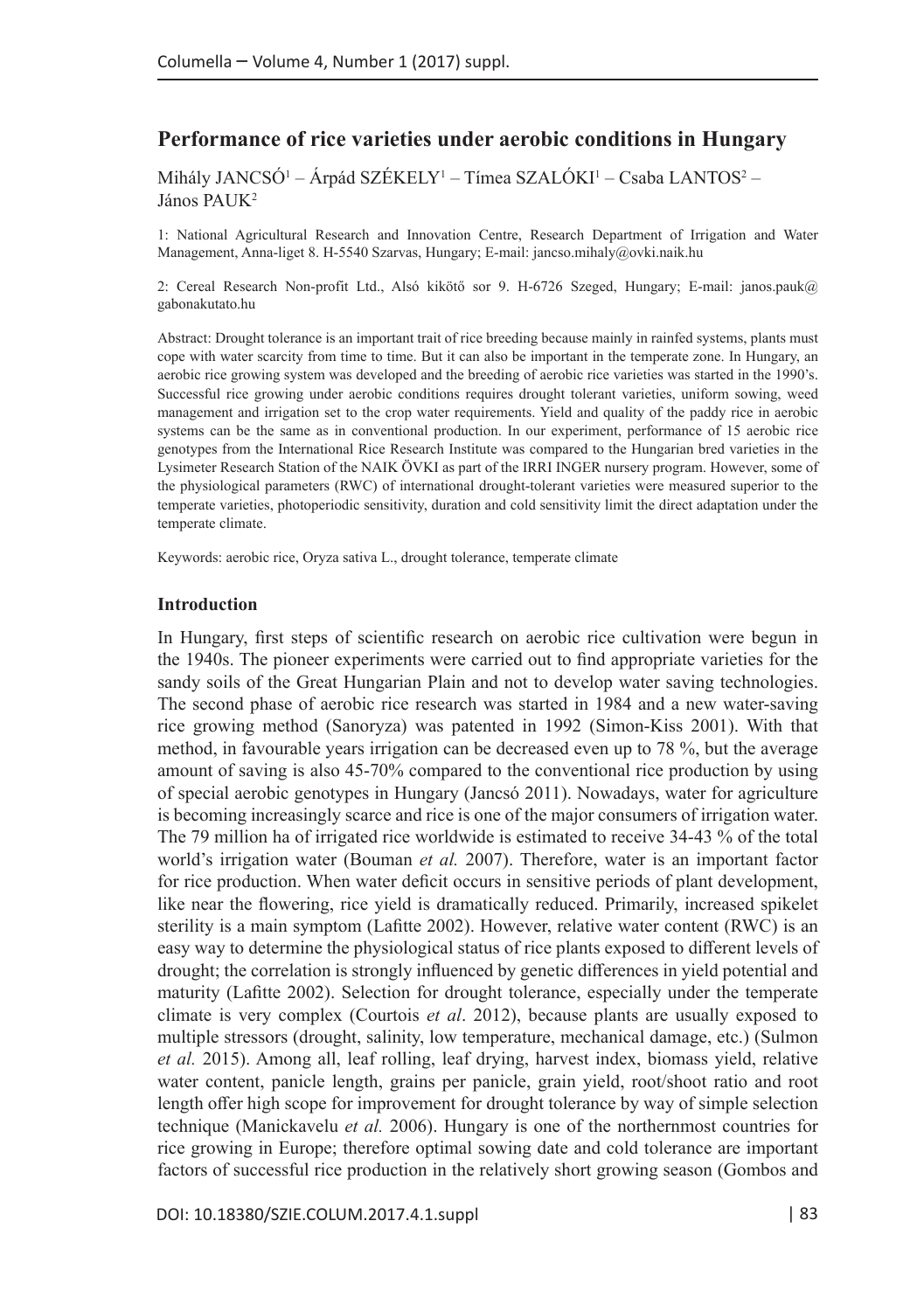# Performance of rice varieties under aerobic conditions in Hungary

Mihály JANCSÓ[1] – Árpád SZÉKELY[1] – Tímea SZALÓKI[1] – Csaba LANTOS[2] – János PAUK[2]

1: National Agricultural Research and Innovation Centre, Research Department of Irrigation and Water Management, Anna-liget 8. H-5540 Szarvas, Hungary; E-mail: jancso.mihaly@ovki.naik.hu

2: Cereal Research Non-profit Ltd., Alsó kikötő sor 9. H-6726 Szeged, Hungary; E-mail: janos.pauk@gabonakutato.hu

Abstract: Drought tolerance is an important trait of rice breeding because mainly in rainfed systems, plants must cope with water scarcity from time to time. But it can also be important in the temperate zone. In Hungary, an aerobic rice growing system was developed and the breeding of aerobic rice varieties was started in the 1990's. Successful rice growing under aerobic conditions requires drought tolerant varieties, uniform sowing, weed management and irrigation set to the crop water requirements. Yield and quality of the paddy rice in aerobic systems can be the same as in conventional production. In our experiment, performance of 15 aerobic rice genotypes from the International Rice Research Institute was compared to the Hungarian bred varieties in the Lysimeter Research Station of the NAIK ÖVKI as part of the IRRI INGER nursery program. However, some of the physiological parameters (RWC) of international drought-tolerant varieties were measured superior to the temperate varieties, photoperiodic sensitivity, duration and cold sensitivity limit the direct adaptation under the temperate climate.

Keywords: aerobic rice, Oryza sativa L., drought tolerance, temperate climate

## Introduction

In Hungary, first steps of scientific research on aerobic rice cultivation were begun in the 1940s. The pioneer experiments were carried out to find appropriate varieties for the sandy soils of the Great Hungarian Plain and not to develop water saving technologies. The second phase of aerobic rice research was started in 1984 and a new water-saving rice growing method (Sanoryza) was patented in 1992 (Simon-Kiss 2001). With that method, in favourable years irrigation can be decreased even up to 78 %, but the average amount of saving is also 45-70% compared to the conventional rice production by using of special aerobic genotypes in Hungary (Jancsó 2011). Nowadays, water for agriculture is becoming increasingly scarce and rice is one of the major consumers of irrigation water. The 79 million ha of irrigated rice worldwide is estimated to receive 34-43 % of the total world's irrigation water (Bouman *et al.* 2007). Therefore, water is an important factor for rice production. When water deficit occurs in sensitive periods of plant development, like near the flowering, rice yield is dramatically reduced. Primarily, increased spikelet sterility is a main symptom (Lafitte 2002). However, relative water content (RWC) is an easy way to determine the physiological status of rice plants exposed to different levels of drought; the correlation is strongly influenced by genetic differences in yield potential and maturity (Lafitte 2002). Selection for drought tolerance, especially under the temperate climate is very complex (Courtois *et al*. 2012), because plants are usually exposed to multiple stressors (drought, salinity, low temperature, mechanical damage, etc.) (Sulmon *et al.* 2015). Among all, leaf rolling, leaf drying, harvest index, biomass yield, relative water content, panicle length, grains per panicle, grain yield, root/shoot ratio and root length offer high scope for improvement for drought tolerance by way of simple selection technique (Manickavelu *et al.* 2006). Hungary is one of the northernmost countries for rice growing in Europe; therefore optimal sowing date and cold tolerance are important factors of successful rice production in the relatively short growing season (Gombos and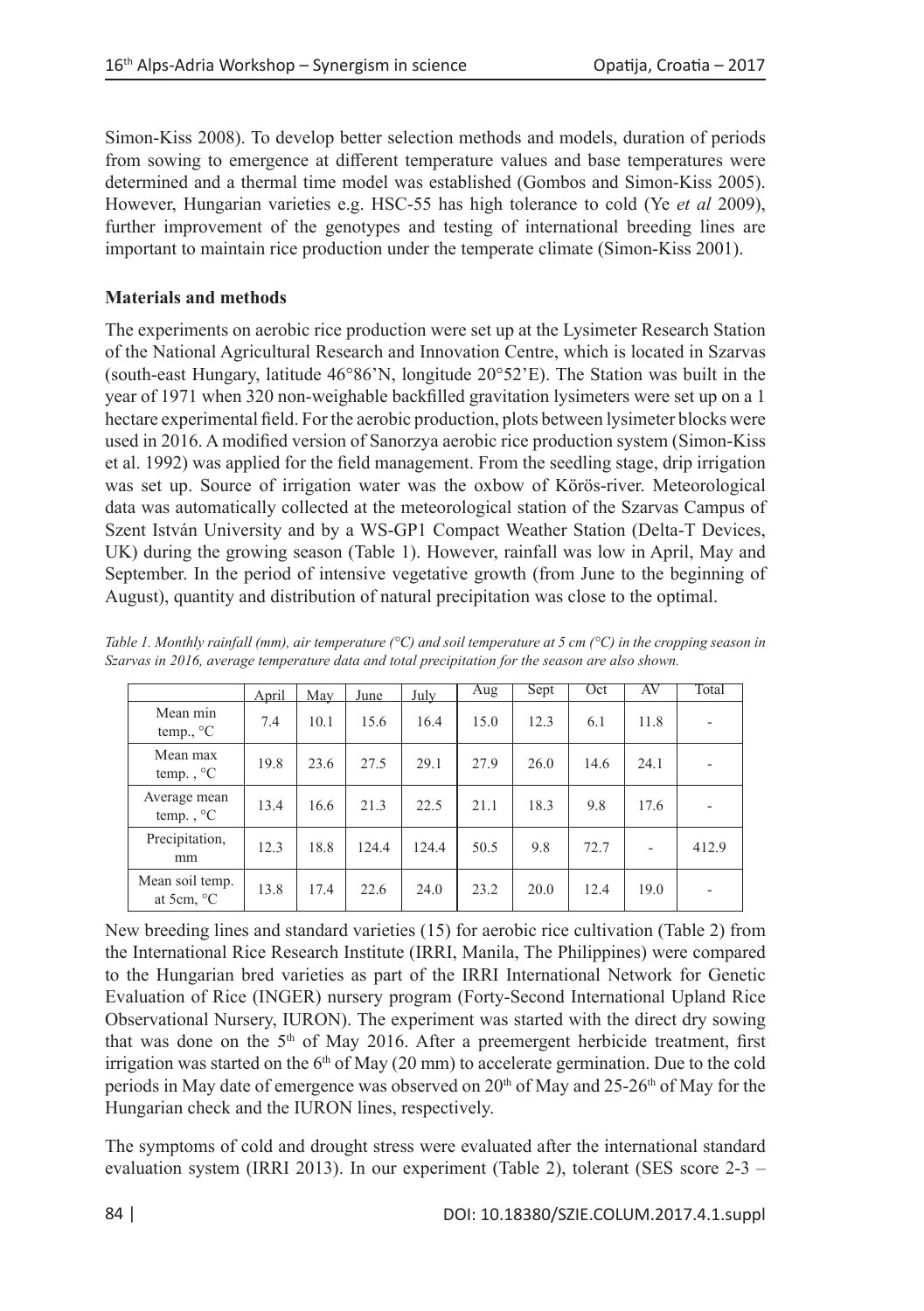Simon-Kiss 2008). To develop better selection methods and models, duration of periods from sowing to emergence at different temperature values and base temperatures were determined and a thermal time model was established (Gombos and Simon-Kiss 2005). However, Hungarian varieties e.g. HSC-55 has high tolerance to cold (Ye *et al* 2009), further improvement of the genotypes and testing of international breeding lines are important to maintain rice production under the temperate climate (Simon-Kiss 2001).

**Materials and methods**

The experiments on aerobic rice production were set up at the Lysimeter Research Station of the National Agricultural Research and Innovation Centre, which is located in Szarvas (south-east Hungary, latitude 46°86'N, longitude 20°52'E). The Station was built in the year of 1971 when 320 non-weighable backfilled gravitation lysimeters were set up on a 1 hectare experimental field. For the aerobic production, plots between lysimeter blocks were used in 2016. A modified version of Sanorzya aerobic rice production system (Simon-Kiss et al. 1992) was applied for the field management. From the seedling stage, drip irrigation was set up. Source of irrigation water was the oxbow of Körös-river. Meteorological data was automatically collected at the meteorological station of the Szarvas Campus of Szent István University and by a WS-GP1 Compact Weather Station (Delta-T Devices, UK) during the growing season (Table 1). However, rainfall was low in April, May and September. In the period of intensive vegetative growth (from June to the beginning of August), quantity and distribution of natural precipitation was close to the optimal.

*Table 1. Monthly rainfall (mm), air temperature (°C) and soil temperature at 5 cm (°C) in the cropping season in Szarvas in 2016, average temperature data and total precipitation for the season are also shown.*

| | April | May | June | July | Aug | Sept | Oct | AV | Total |
|---|---|---|---|---|---|---|---|---|---|
| Mean min temp., °C | 7.4 | 10.1 | 15.6 | 16.4 | 15.0 | 12.3 | 6.1 | 11.8 | - |
| Mean max temp. , °C | 19.8 | 23.6 | 27.5 | 29.1 | 27.9 | 26.0 | 14.6 | 24.1 | - |
| Average mean temp. , °C | 13.4 | 16.6 | 21.3 | 22.5 | 21.1 | 18.3 | 9.8 | 17.6 | - |
| Precipitation, mm | 12.3 | 18.8 | 124.4 | 124.4 | 50.5 | 9.8 | 72.7 | - | 412.9 |
| Mean soil temp. at 5cm, °C | 13.8 | 17.4 | 22.6 | 24.0 | 23.2 | 20.0 | 12.4 | 19.0 | - |

New breeding lines and standard varieties (15) for aerobic rice cultivation (Table 2) from the International Rice Research Institute (IRRI, Manila, The Philippines) were compared to the Hungarian bred varieties as part of the IRRI International Network for Genetic Evaluation of Rice (INGER) nursery program (Forty-Second International Upland Rice Observational Nursery, IURON). The experiment was started with the direct dry sowing that was done on the 5th of May 2016. After a preemergent herbicide treatment, first irrigation was started on the 6th of May (20 mm) to accelerate germination. Due to the cold periods in May date of emergence was observed on 20th of May and 25-26th of May for the Hungarian check and the IURON lines, respectively.

The symptoms of cold and drought stress were evaluated after the international standard evaluation system (IRRI 2013). In our experiment (Table 2), tolerant (SES score 2-3 –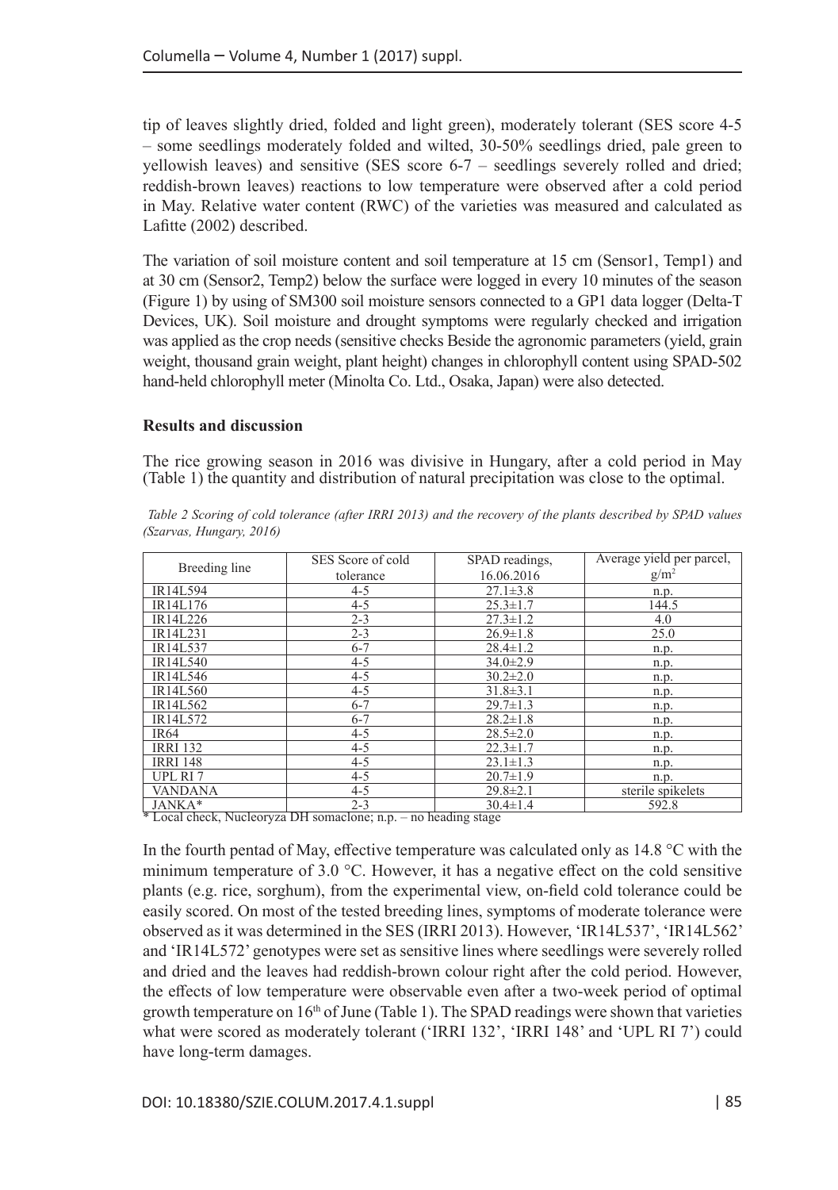tip of leaves slightly dried, folded and light green), moderately tolerant (SES score 4-5 – some seedlings moderately folded and wilted, 30-50% seedlings dried, pale green to yellowish leaves) and sensitive (SES score 6-7 – seedlings severely rolled and dried; reddish-brown leaves) reactions to low temperature were observed after a cold period in May. Relative water content (RWC) of the varieties was measured and calculated as Lafitte (2002) described.

The variation of soil moisture content and soil temperature at 15 cm (Sensor1, Temp1) and at 30 cm (Sensor2, Temp2) below the surface were logged in every 10 minutes of the season (Figure 1) by using of SM300 soil moisture sensors connected to a GP1 data logger (Delta-T Devices, UK). Soil moisture and drought symptoms were regularly checked and irrigation was applied as the crop needs (sensitive checks Beside the agronomic parameters (yield, grain weight, thousand grain weight, plant height) changes in chlorophyll content using SPAD-502 hand-held chlorophyll meter (Minolta Co. Ltd., Osaka, Japan) were also detected.

## Results and discussion

The rice growing season in 2016 was divisive in Hungary, after a cold period in May (Table 1) the quantity and distribution of natural precipitation was close to the optimal.

*Table 2 Scoring of cold tolerance (after IRRI 2013) and the recovery of the plants described by SPAD values (Szarvas, Hungary, 2016)*

| Breeding line | SES Score of cold tolerance | SPAD readings, 16.06.2016 | Average yield per parcel, $g/m^2$ |
|---|---|---|---|
| IR14L594 | 4-5 | 27.1±3.8 | n.p. |
| IR14L176 | 4-5 | 25.3±1.7 | 144.5 |
| IR14L226 | 2-3 | 27.3±1.2 | 4.0 |
| IR14L231 | 2-3 | 26.9±1.8 | 25.0 |
| IR14L537 | 6-7 | 28.4±1.2 | n.p. |
| IR14L540 | 4-5 | 34.0±2.9 | n.p. |
| IR14L546 | 4-5 | 30.2±2.0 | n.p. |
| IR14L560 | 4-5 | 31.8±3.1 | n.p. |
| IR14L562 | 6-7 | 29.7±1.3 | n.p. |
| IR14L572 | 6-7 | 28.2±1.8 | n.p. |
| IR64 | 4-5 | 28.5±2.0 | n.p. |
| IRRI 132 | 4-5 | 22.3±1.7 | n.p. |
| IRRI 148 | 4-5 | 23.1±1.3 | n.p. |
| UPL RI 7 | 4-5 | 20.7±1.9 | n.p. |
| VANDANA | 4-5 | 29.8±2.1 | sterile spikelets |
| JANKA* | 2-3 | 30.4±1.4 | 592.8 |

\* Local check, Nucleoryza DH somaclone; n.p. – no heading stage

In the fourth pentad of May, effective temperature was calculated only as 14.8 °C with the minimum temperature of 3.0 °C. However, it has a negative effect on the cold sensitive plants (e.g. rice, sorghum), from the experimental view, on-field cold tolerance could be easily scored. On most of the tested breeding lines, symptoms of moderate tolerance were observed as it was determined in the SES (IRRI 2013). However, 'IR14L537', 'IR14L562' and 'IR14L572' genotypes were set as sensitive lines where seedlings were severely rolled and dried and the leaves had reddish-brown colour right after the cold period. However, the effects of low temperature were observable even after a two-week period of optimal growth temperature on 16th of June (Table 1). The SPAD readings were shown that varieties what were scored as moderately tolerant ('IRRI 132', 'IRRI 148' and 'UPL RI 7') could have long-term damages.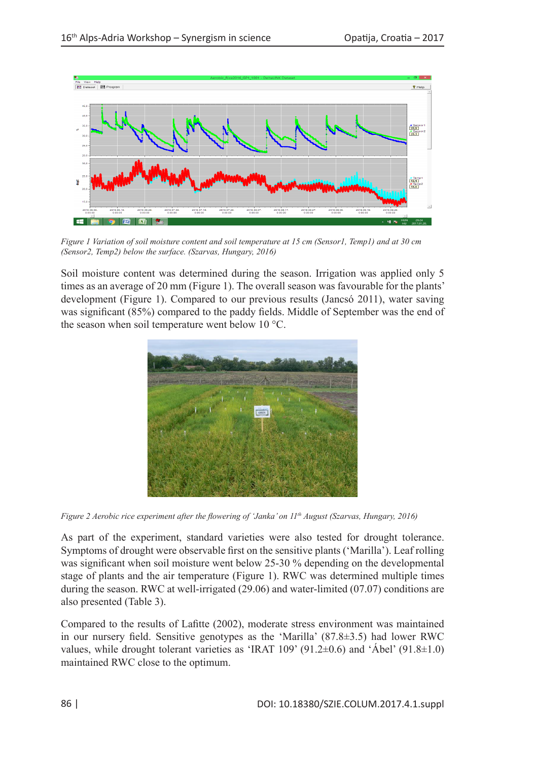*Figure 1 Variation of soil moisture content and soil temperature at 15 cm (Sensor1, Temp1) and at 30 cm (Sensor2, Temp2) below the surface. (Szarvas, Hungary, 2016)*

Soil moisture content was determined during the season. Irrigation was applied only 5 times as an average of 20 mm (Figure 1). The overall season was favourable for the plants' development (Figure 1). Compared to our previous results (Jancsó 2011), water saving was significant (85%) compared to the paddy fields. Middle of September was the end of the season when soil temperature went below 10 °C.

*Figure 2 Aerobic rice experiment after the flowering of 'Janka' on 11th August (Szarvas, Hungary, 2016)*

As part of the experiment, standard varieties were also tested for drought tolerance. Symptoms of drought were observable first on the sensitive plants ('Marilla'). Leaf rolling was significant when soil moisture went below 25-30 % depending on the developmental stage of plants and the air temperature (Figure 1). RWC was determined multiple times during the season. RWC at well-irrigated (29.06) and water-limited (07.07) conditions are also presented (Table 3).

Compared to the results of Lafitte (2002), moderate stress environment was maintained in our nursery field. Sensitive genotypes as the 'Marilla' (87.8±3.5) had lower RWC values, while drought tolerant varieties as 'IRAT 109' (91.2±0.6) and 'Ábel' (91.8±1.0) maintained RWC close to the optimum.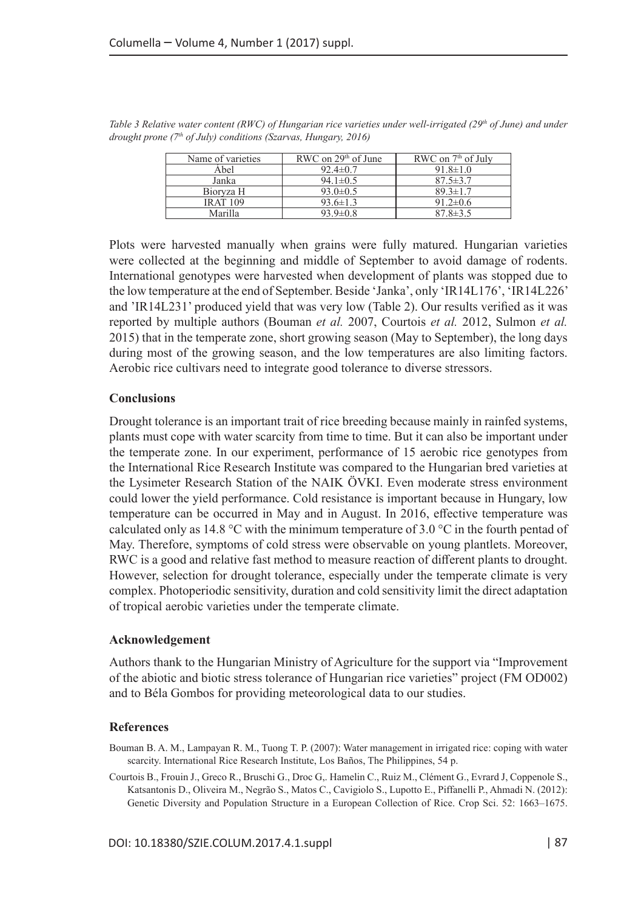*Table 3 Relative water content (RWC) of Hungarian rice varieties under well-irrigated (29th of June) and under drought prone (7th of July) conditions (Szarvas, Hungary, 2016)*

| Name of varieties | RWC on 29th of June | RWC on 7th of July |
|---|---|---|
| Ábel | 92.4±0.7 | 91.8±1.0 |
| Janka | 94.1±0.5 | 87.5±3.7 |
| Bioryza H | 93.0±0.5 | 89.3±1.7 |
| IRAT 109 | 93.6±1.3 | 91.2±0.6 |
| Marilla | 93.9±0.8 | 87.8±3.5 |

Plots were harvested manually when grains were fully matured. Hungarian varieties were collected at the beginning and middle of September to avoid damage of rodents. International genotypes were harvested when development of plants was stopped due to the low temperature at the end of September. Beside 'Janka', only 'IR14L176', 'IR14L226' and 'IR14L231' produced yield that was very low (Table 2). Our results verified as it was reported by multiple authors (Bouman *et al.* 2007, Courtois *et al.* 2012, Sulmon *et al.* 2015) that in the temperate zone, short growing season (May to September), the long days during most of the growing season, and the low temperatures are also limiting factors. Aerobic rice cultivars need to integrate good tolerance to diverse stressors.

## Conclusions

Drought tolerance is an important trait of rice breeding because mainly in rainfed systems, plants must cope with water scarcity from time to time. But it can also be important under the temperate zone. In our experiment, performance of 15 aerobic rice genotypes from the International Rice Research Institute was compared to the Hungarian bred varieties at the Lysimeter Research Station of the NAIK ÖVKI. Even moderate stress environment could lower the yield performance. Cold resistance is important because in Hungary, low temperature can be occurred in May and in August. In 2016, effective temperature was calculated only as 14.8 °C with the minimum temperature of 3.0 °C in the fourth pentad of May. Therefore, symptoms of cold stress were observable on young plantlets. Moreover, RWC is a good and relative fast method to measure reaction of different plants to drought. However, selection for drought tolerance, especially under the temperate climate is very complex. Photoperiodic sensitivity, duration and cold sensitivity limit the direct adaptation of tropical aerobic varieties under the temperate climate.

## Acknowledgement

Authors thank to the Hungarian Ministry of Agriculture for the support via "Improvement of the abiotic and biotic stress tolerance of Hungarian rice varieties" project (FM OD002) and to Béla Gombos for providing meteorological data to our studies.

## References

Bouman B. A. M., Lampayan R. M., Tuong T. P. (2007): Water management in irrigated rice: coping with water scarcity. International Rice Research Institute, Los Baños, The Philippines, 54 p.

Courtois B., Frouin J., Greco R., Bruschi G., Droc G,. Hamelin C., Ruiz M., Clément G., Evrard J, Coppenole S., Katsantonis D., Oliveira M., Negrão S., Matos C., Cavigiolo S., Lupotto E., Piffanelli P., Ahmadi N. (2012): Genetic Diversity and Population Structure in a European Collection of Rice. Crop Sci. 52: 1663–1675.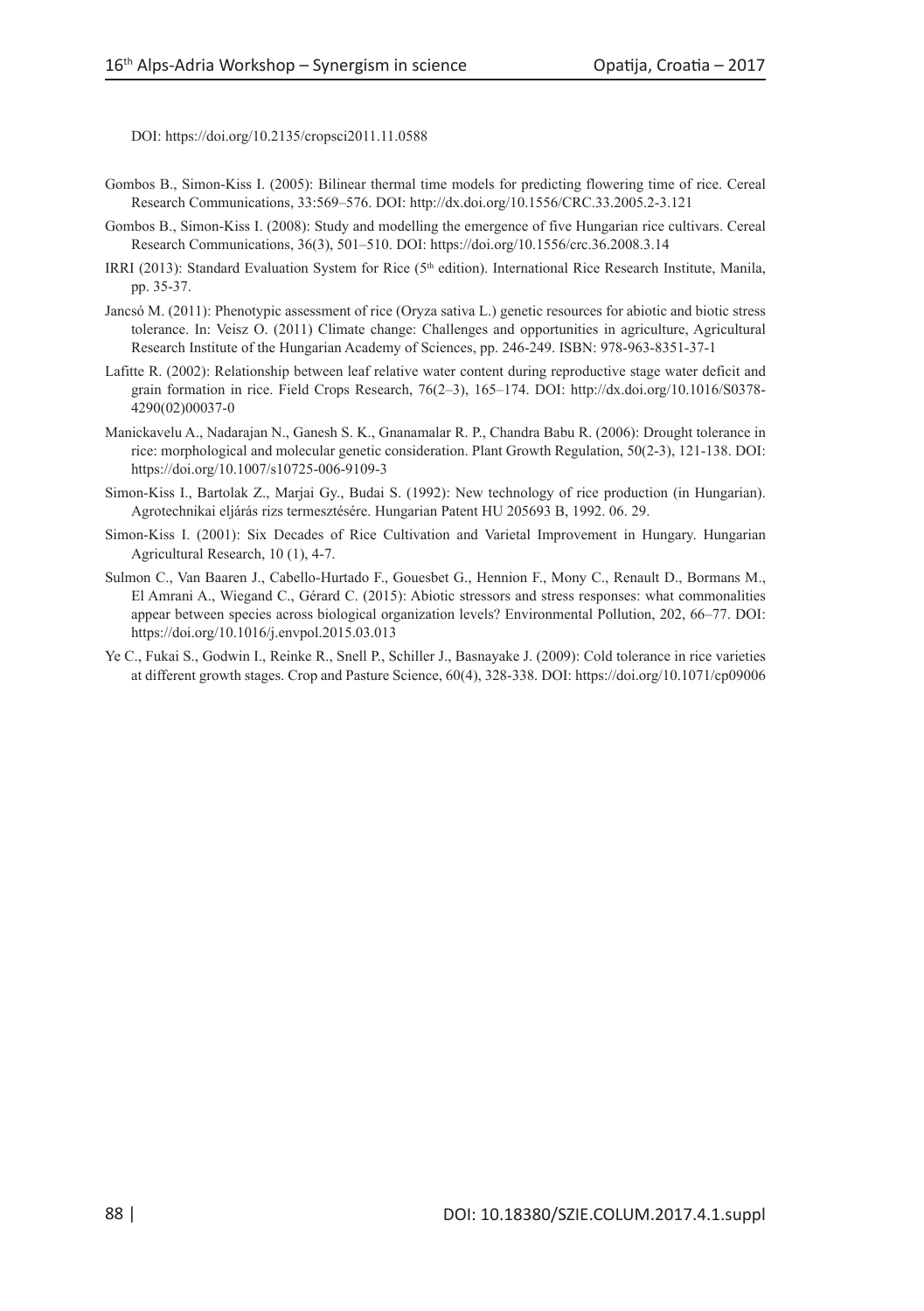DOI: https://doi.org/10.2135/cropsci2011.11.0588

Gombos B., Simon-Kiss I. (2005): Bilinear thermal time models for predicting flowering time of rice. Cereal Research Communications, 33:569–576. DOI: http://dx.doi.org/10.1556/CRC.33.2005.2-3.121

Gombos B., Simon-Kiss I. (2008): Study and modelling the emergence of five Hungarian rice cultivars. Cereal Research Communications, 36(3), 501–510. DOI: https://doi.org/10.1556/crc.36.2008.3.14

IRRI (2013): Standard Evaluation System for Rice (5th edition). International Rice Research Institute, Manila, pp. 35-37.

Jancsó M. (2011): Phenotypic assessment of rice (Oryza sativa L.) genetic resources for abiotic and biotic stress tolerance. In: Veisz O. (2011) Climate change: Challenges and opportunities in agriculture, Agricultural Research Institute of the Hungarian Academy of Sciences, pp. 246-249. ISBN: 978-963-8351-37-1

Lafitte R. (2002): Relationship between leaf relative water content during reproductive stage water deficit and grain formation in rice. Field Crops Research, 76(2–3), 165–174. DOI: http://dx.doi.org/10.1016/S0378-4290(02)00037-0

Manickavelu A., Nadarajan N., Ganesh S. K., Gnanamalar R. P., Chandra Babu R. (2006): Drought tolerance in rice: morphological and molecular genetic consideration. Plant Growth Regulation, 50(2-3), 121-138. DOI: https://doi.org/10.1007/s10725-006-9109-3

Simon-Kiss I., Bartolak Z., Marjai Gy., Budai S. (1992): New technology of rice production (in Hungarian). Agrotechnikai eljárás rizs termesztésére. Hungarian Patent HU 205693 B, 1992. 06. 29.

Simon-Kiss I. (2001): Six Decades of Rice Cultivation and Varietal Improvement in Hungary. Hungarian Agricultural Research, 10 (1), 4-7.

Sulmon C., Van Baaren J., Cabello-Hurtado F., Gouesbet G., Hennion F., Mony C., Renault D., Bormans M., El Amrani A., Wiegand C., Gérard C. (2015): Abiotic stressors and stress responses: what commonalities appear between species across biological organization levels? Environmental Pollution, 202, 66–77. DOI: https://doi.org/10.1016/j.envpol.2015.03.013

Ye C., Fukai S., Godwin I., Reinke R., Snell P., Schiller J., Basnayake J. (2009): Cold tolerance in rice varieties at different growth stages. Crop and Pasture Science, 60(4), 328-338. DOI: https://doi.org/10.1071/cp09006